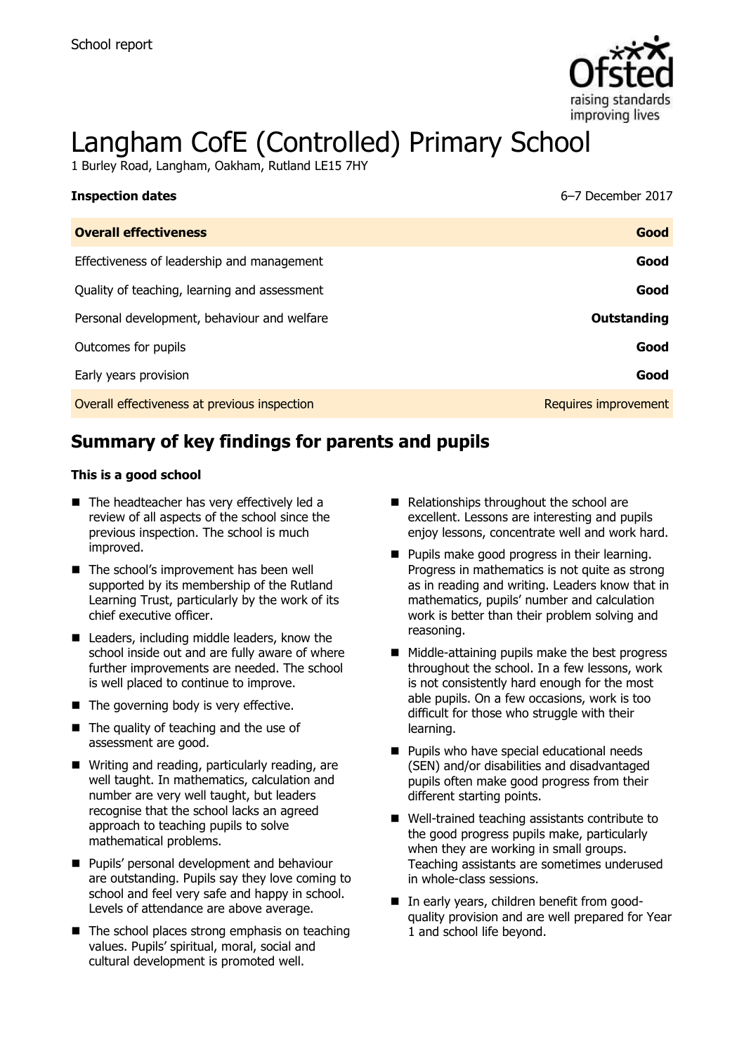School report

# Langham CofE (Controlled) Primary School

1 Burley Road, Langham, Oakham, Rutland LE15 7HY

| **Inspection dates** | 6–7 December 2017 |
|---|---|
| **Overall effectiveness** | **Good** |
| Effectiveness of leadership and management | **Good** |
| Quality of teaching, learning and assessment | **Good** |
| Personal development, behaviour and welfare | **Outstanding** |
| Outcomes for pupils | **Good** |
| Early years provision | **Good** |
| Overall effectiveness at previous inspection | Requires improvement |

## Summary of key findings for parents and pupils

**This is a good school**

- The headteacher has very effectively led a review of all aspects of the school since the previous inspection. The school is much improved.
- The school's improvement has been well supported by its membership of the Rutland Learning Trust, particularly by the work of its chief executive officer.
- Leaders, including middle leaders, know the school inside out and are fully aware of where further improvements are needed. The school is well placed to continue to improve.
- The governing body is very effective.
- The quality of teaching and the use of assessment are good.
- Writing and reading, particularly reading, are well taught. In mathematics, calculation and number are very well taught, but leaders recognise that the school lacks an agreed approach to teaching pupils to solve mathematical problems.
- Pupils' personal development and behaviour are outstanding. Pupils say they love coming to school and feel very safe and happy in school. Levels of attendance are above average.
- The school places strong emphasis on teaching values. Pupils' spiritual, moral, social and cultural development is promoted well.
- Relationships throughout the school are excellent. Lessons are interesting and pupils enjoy lessons, concentrate well and work hard.
- Pupils make good progress in their learning. Progress in mathematics is not quite as strong as in reading and writing. Leaders know that in mathematics, pupils' number and calculation work is better than their problem solving and reasoning.
- Middle-attaining pupils make the best progress throughout the school. In a few lessons, work is not consistently hard enough for the most able pupils. On a few occasions, work is too difficult for those who struggle with their learning.
- Pupils who have special educational needs (SEN) and/or disabilities and disadvantaged pupils often make good progress from their different starting points.
- Well-trained teaching assistants contribute to the good progress pupils make, particularly when they are working in small groups. Teaching assistants are sometimes underused in whole-class sessions.
- In early years, children benefit from good-quality provision and are well prepared for Year 1 and school life beyond.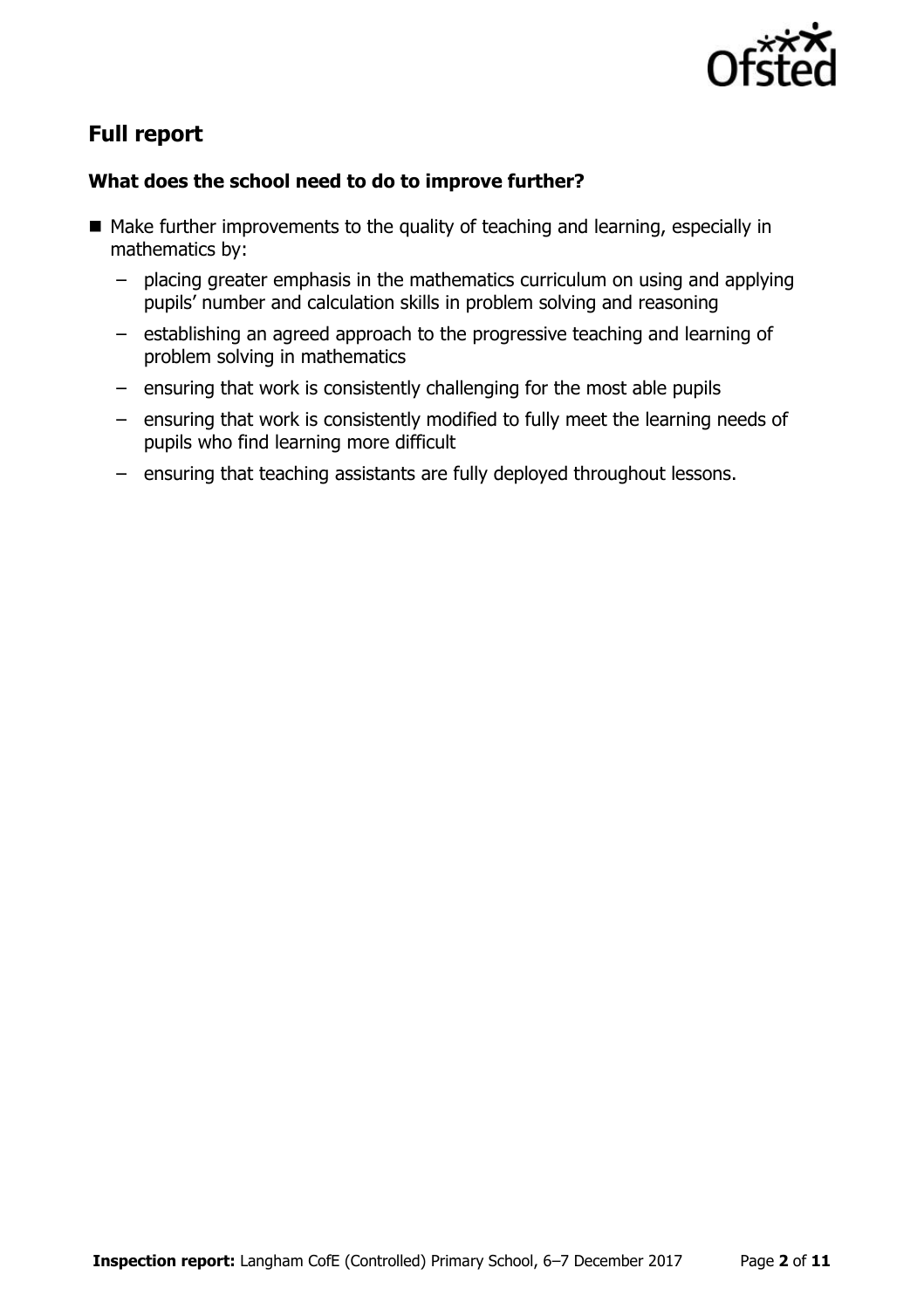## Full report

### What does the school need to do to improve further?

- Make further improvements to the quality of teaching and learning, especially in mathematics by:
  - placing greater emphasis in the mathematics curriculum on using and applying pupils' number and calculation skills in problem solving and reasoning
  - establishing an agreed approach to the progressive teaching and learning of problem solving in mathematics
  - ensuring that work is consistently challenging for the most able pupils
  - ensuring that work is consistently modified to fully meet the learning needs of pupils who find learning more difficult
  - ensuring that teaching assistants are fully deployed throughout lessons.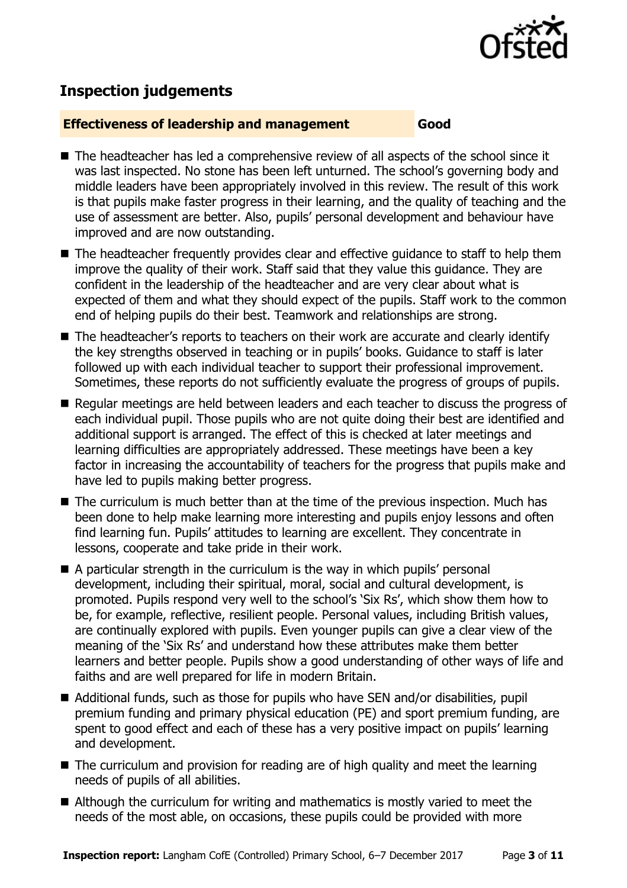## Inspection judgements

### Effectiveness of leadership and management — Good

- The headteacher has led a comprehensive review of all aspects of the school since it was last inspected. No stone has been left unturned. The school's governing body and middle leaders have been appropriately involved in this review. The result of this work is that pupils make faster progress in their learning, and the quality of teaching and the use of assessment are better. Also, pupils' personal development and behaviour have improved and are now outstanding.
- The headteacher frequently provides clear and effective guidance to staff to help them improve the quality of their work. Staff said that they value this guidance. They are confident in the leadership of the headteacher and are very clear about what is expected of them and what they should expect of the pupils. Staff work to the common end of helping pupils do their best. Teamwork and relationships are strong.
- The headteacher's reports to teachers on their work are accurate and clearly identify the key strengths observed in teaching or in pupils' books. Guidance to staff is later followed up with each individual teacher to support their professional improvement. Sometimes, these reports do not sufficiently evaluate the progress of groups of pupils.
- Regular meetings are held between leaders and each teacher to discuss the progress of each individual pupil. Those pupils who are not quite doing their best are identified and additional support is arranged. The effect of this is checked at later meetings and learning difficulties are appropriately addressed. These meetings have been a key factor in increasing the accountability of teachers for the progress that pupils make and have led to pupils making better progress.
- The curriculum is much better than at the time of the previous inspection. Much has been done to help make learning more interesting and pupils enjoy lessons and often find learning fun. Pupils' attitudes to learning are excellent. They concentrate in lessons, cooperate and take pride in their work.
- A particular strength in the curriculum is the way in which pupils' personal development, including their spiritual, moral, social and cultural development, is promoted. Pupils respond very well to the school's 'Six Rs', which show them how to be, for example, reflective, resilient people. Personal values, including British values, are continually explored with pupils. Even younger pupils can give a clear view of the meaning of the 'Six Rs' and understand how these attributes make them better learners and better people. Pupils show a good understanding of other ways of life and faiths and are well prepared for life in modern Britain.
- Additional funds, such as those for pupils who have SEN and/or disabilities, pupil premium funding and primary physical education (PE) and sport premium funding, are spent to good effect and each of these has a very positive impact on pupils' learning and development.
- The curriculum and provision for reading are of high quality and meet the learning needs of pupils of all abilities.
- Although the curriculum for writing and mathematics is mostly varied to meet the needs of the most able, on occasions, these pupils could be provided with more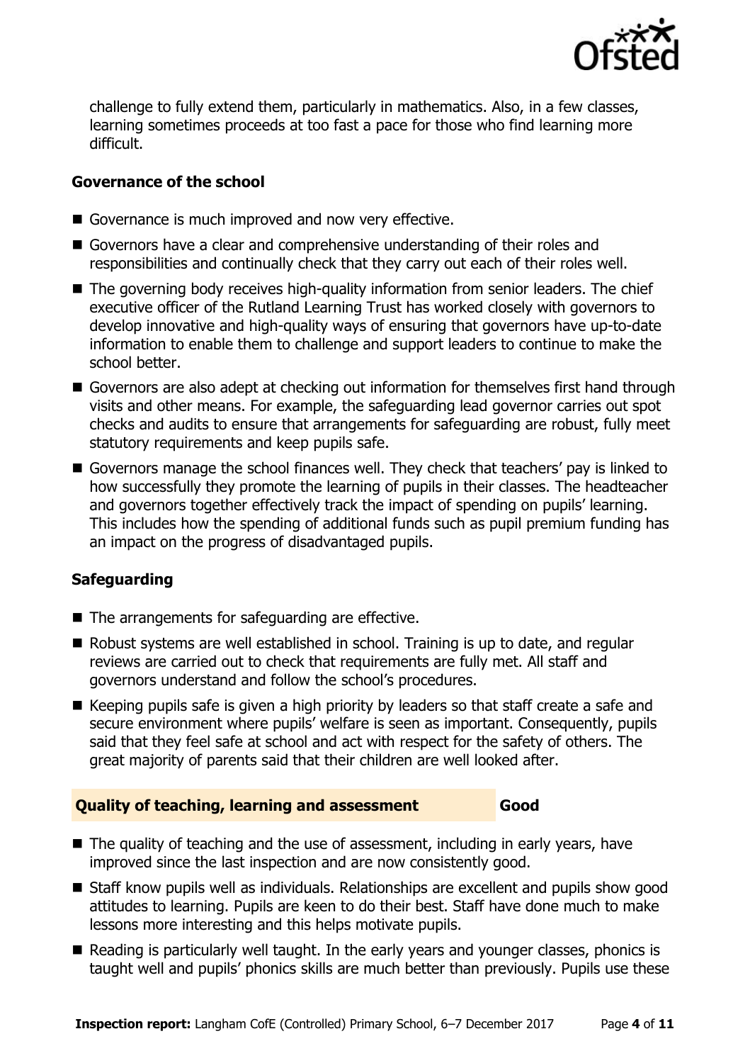challenge to fully extend them, particularly in mathematics. Also, in a few classes, learning sometimes proceeds at too fast a pace for those who find learning more difficult.

### Governance of the school

- Governance is much improved and now very effective.
- Governors have a clear and comprehensive understanding of their roles and responsibilities and continually check that they carry out each of their roles well.
- The governing body receives high-quality information from senior leaders. The chief executive officer of the Rutland Learning Trust has worked closely with governors to develop innovative and high-quality ways of ensuring that governors have up-to-date information to enable them to challenge and support leaders to continue to make the school better.
- Governors are also adept at checking out information for themselves first hand through visits and other means. For example, the safeguarding lead governor carries out spot checks and audits to ensure that arrangements for safeguarding are robust, fully meet statutory requirements and keep pupils safe.
- Governors manage the school finances well. They check that teachers' pay is linked to how successfully they promote the learning of pupils in their classes. The headteacher and governors together effectively track the impact of spending on pupils' learning. This includes how the spending of additional funds such as pupil premium funding has an impact on the progress of disadvantaged pupils.

### Safeguarding

- The arrangements for safeguarding are effective.
- Robust systems are well established in school. Training is up to date, and regular reviews are carried out to check that requirements are fully met. All staff and governors understand and follow the school's procedures.
- Keeping pupils safe is given a high priority by leaders so that staff create a safe and secure environment where pupils' welfare is seen as important. Consequently, pupils said that they feel safe at school and act with respect for the safety of others. The great majority of parents said that their children are well looked after.

## Quality of teaching, learning and assessment — Good

- The quality of teaching and the use of assessment, including in early years, have improved since the last inspection and are now consistently good.
- Staff know pupils well as individuals. Relationships are excellent and pupils show good attitudes to learning. Pupils are keen to do their best. Staff have done much to make lessons more interesting and this helps motivate pupils.
- Reading is particularly well taught. In the early years and younger classes, phonics is taught well and pupils' phonics skills are much better than previously. Pupils use these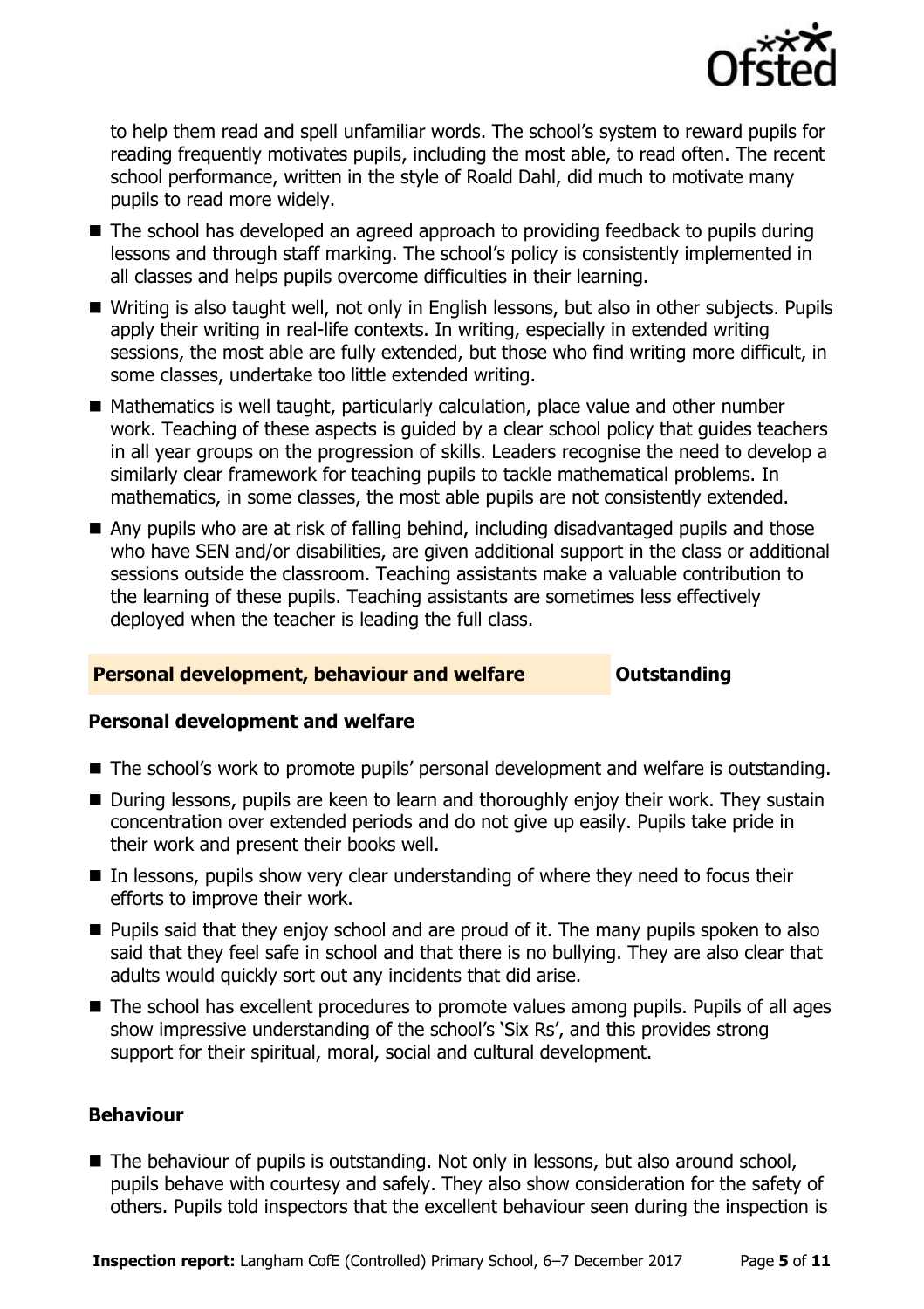to help them read and spell unfamiliar words. The school's system to reward pupils for reading frequently motivates pupils, including the most able, to read often. The recent school performance, written in the style of Roald Dahl, did much to motivate many pupils to read more widely.

- The school has developed an agreed approach to providing feedback to pupils during lessons and through staff marking. The school's policy is consistently implemented in all classes and helps pupils overcome difficulties in their learning.
- Writing is also taught well, not only in English lessons, but also in other subjects. Pupils apply their writing in real-life contexts. In writing, especially in extended writing sessions, the most able are fully extended, but those who find writing more difficult, in some classes, undertake too little extended writing.
- Mathematics is well taught, particularly calculation, place value and other number work. Teaching of these aspects is guided by a clear school policy that guides teachers in all year groups on the progression of skills. Leaders recognise the need to develop a similarly clear framework for teaching pupils to tackle mathematical problems. In mathematics, in some classes, the most able pupils are not consistently extended.
- Any pupils who are at risk of falling behind, including disadvantaged pupils and those who have SEN and/or disabilities, are given additional support in the class or additional sessions outside the classroom. Teaching assistants make a valuable contribution to the learning of these pupils. Teaching assistants are sometimes less effectively deployed when the teacher is leading the full class.

## Personal development, behaviour and welfare — Outstanding

### Personal development and welfare

- The school's work to promote pupils' personal development and welfare is outstanding.
- During lessons, pupils are keen to learn and thoroughly enjoy their work. They sustain concentration over extended periods and do not give up easily. Pupils take pride in their work and present their books well.
- In lessons, pupils show very clear understanding of where they need to focus their efforts to improve their work.
- Pupils said that they enjoy school and are proud of it. The many pupils spoken to also said that they feel safe in school and that there is no bullying. They are also clear that adults would quickly sort out any incidents that did arise.
- The school has excellent procedures to promote values among pupils. Pupils of all ages show impressive understanding of the school's 'Six Rs', and this provides strong support for their spiritual, moral, social and cultural development.

### Behaviour

- The behaviour of pupils is outstanding. Not only in lessons, but also around school, pupils behave with courtesy and safely. They also show consideration for the safety of others. Pupils told inspectors that the excellent behaviour seen during the inspection is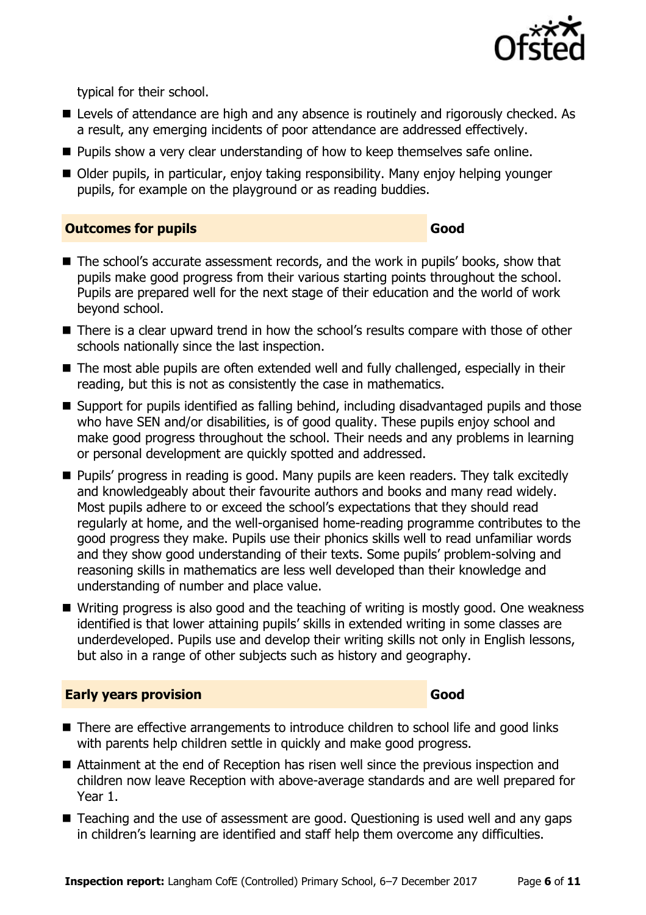typical for their school.

- Levels of attendance are high and any absence is routinely and rigorously checked. As a result, any emerging incidents of poor attendance are addressed effectively.
- Pupils show a very clear understanding of how to keep themselves safe online.
- Older pupils, in particular, enjoy taking responsibility. Many enjoy helping younger pupils, for example on the playground or as reading buddies.

## Outcomes for pupils — Good

- The school's accurate assessment records, and the work in pupils' books, show that pupils make good progress from their various starting points throughout the school. Pupils are prepared well for the next stage of their education and the world of work beyond school.
- There is a clear upward trend in how the school's results compare with those of other schools nationally since the last inspection.
- The most able pupils are often extended well and fully challenged, especially in their reading, but this is not as consistently the case in mathematics.
- Support for pupils identified as falling behind, including disadvantaged pupils and those who have SEN and/or disabilities, is of good quality. These pupils enjoy school and make good progress throughout the school. Their needs and any problems in learning or personal development are quickly spotted and addressed.
- Pupils' progress in reading is good. Many pupils are keen readers. They talk excitedly and knowledgeably about their favourite authors and books and many read widely. Most pupils adhere to or exceed the school's expectations that they should read regularly at home, and the well-organised home-reading programme contributes to the good progress they make. Pupils use their phonics skills well to read unfamiliar words and they show good understanding of their texts. Some pupils' problem-solving and reasoning skills in mathematics are less well developed than their knowledge and understanding of number and place value.
- Writing progress is also good and the teaching of writing is mostly good. One weakness identified is that lower attaining pupils' skills in extended writing in some classes are underdeveloped. Pupils use and develop their writing skills not only in English lessons, but also in a range of other subjects such as history and geography.

## Early years provision — Good

- There are effective arrangements to introduce children to school life and good links with parents help children settle in quickly and make good progress.
- Attainment at the end of Reception has risen well since the previous inspection and children now leave Reception with above-average standards and are well prepared for Year 1.
- Teaching and the use of assessment are good. Questioning is used well and any gaps in children's learning are identified and staff help them overcome any difficulties.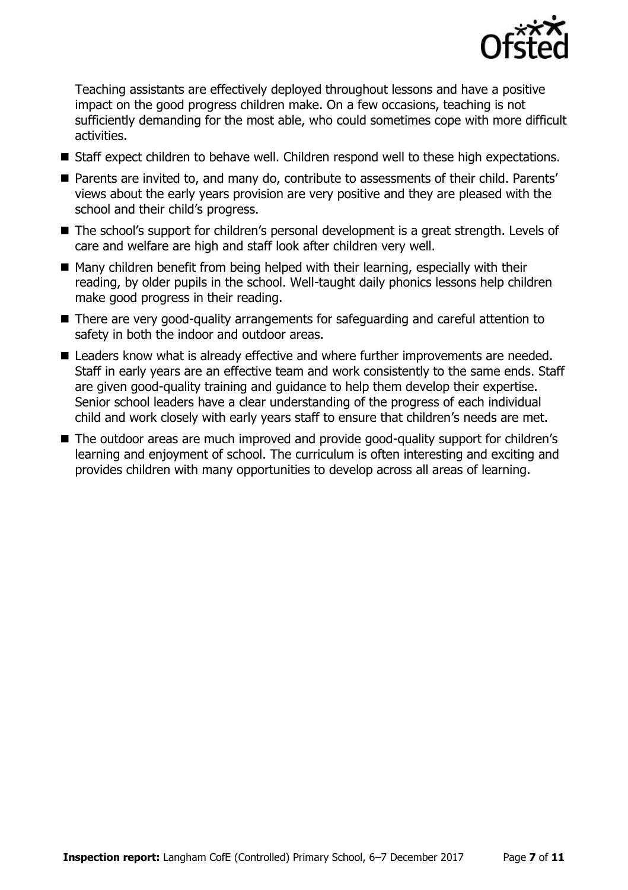Teaching assistants are effectively deployed throughout lessons and have a positive impact on the good progress children make. On a few occasions, teaching is not sufficiently demanding for the most able, who could sometimes cope with more difficult activities.

- Staff expect children to behave well. Children respond well to these high expectations.
- Parents are invited to, and many do, contribute to assessments of their child. Parents' views about the early years provision are very positive and they are pleased with the school and their child's progress.
- The school's support for children's personal development is a great strength. Levels of care and welfare are high and staff look after children very well.
- Many children benefit from being helped with their learning, especially with their reading, by older pupils in the school. Well-taught daily phonics lessons help children make good progress in their reading.
- There are very good-quality arrangements for safeguarding and careful attention to safety in both the indoor and outdoor areas.
- Leaders know what is already effective and where further improvements are needed. Staff in early years are an effective team and work consistently to the same ends. Staff are given good-quality training and guidance to help them develop their expertise. Senior school leaders have a clear understanding of the progress of each individual child and work closely with early years staff to ensure that children's needs are met.
- The outdoor areas are much improved and provide good-quality support for children's learning and enjoyment of school. The curriculum is often interesting and exciting and provides children with many opportunities to develop across all areas of learning.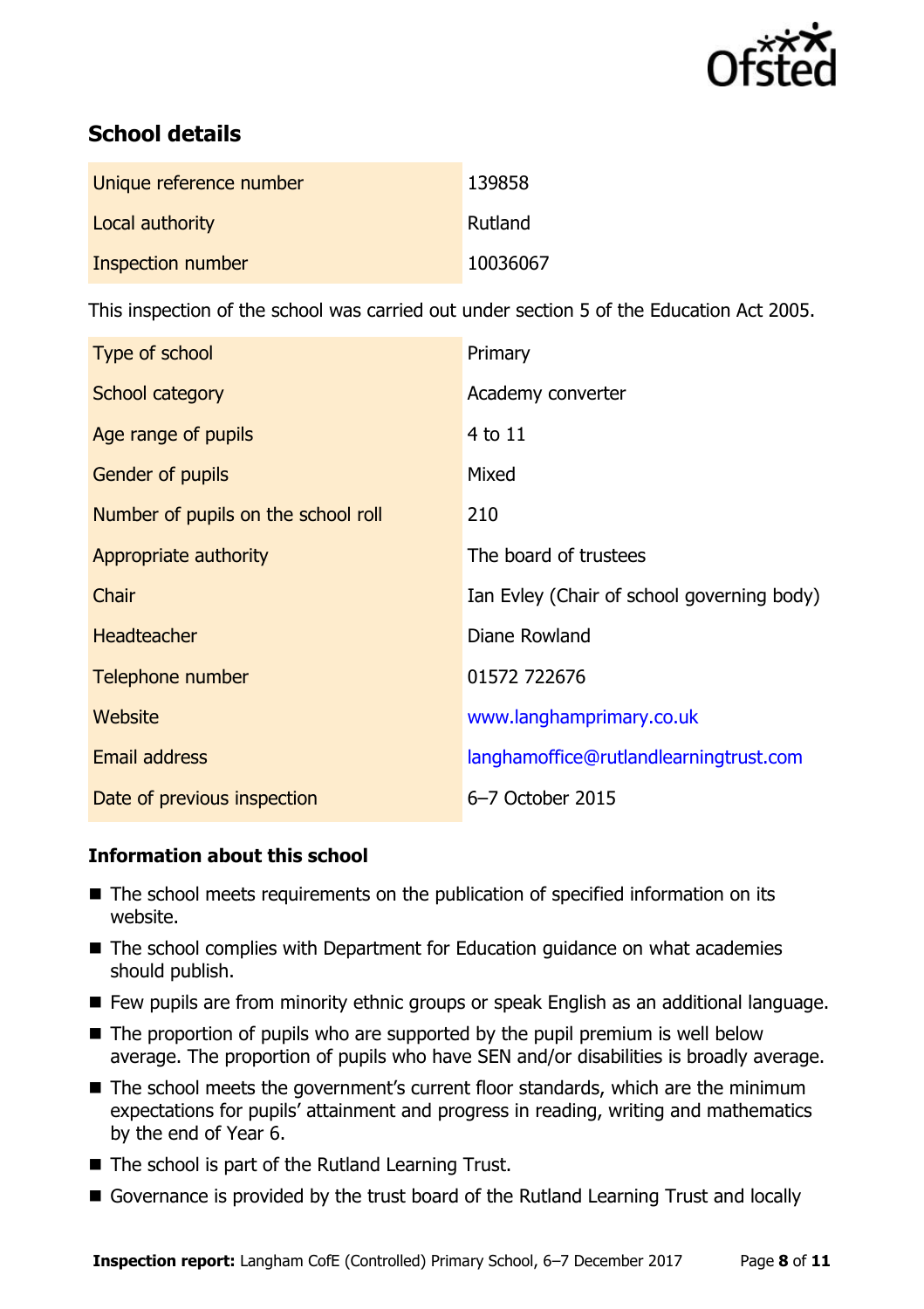## School details

| | |
|---|---|
| Unique reference number | 139858 |
| Local authority | Rutland |
| Inspection number | 10036067 |

This inspection of the school was carried out under section 5 of the Education Act 2005.

| | |
|---|---|
| Type of school | Primary |
| School category | Academy converter |
| Age range of pupils | 4 to 11 |
| Gender of pupils | Mixed |
| Number of pupils on the school roll | 210 |
| Appropriate authority | The board of trustees |
| Chair | Ian Evley (Chair of school governing body) |
| Headteacher | Diane Rowland |
| Telephone number | 01572 722676 |
| Website | www.langhamprimary.co.uk |
| Email address | langhamoffice@rutlandlearningtrust.com |
| Date of previous inspection | 6–7 October 2015 |

### Information about this school

- The school meets requirements on the publication of specified information on its website.
- The school complies with Department for Education guidance on what academies should publish.
- Few pupils are from minority ethnic groups or speak English as an additional language.
- The proportion of pupils who are supported by the pupil premium is well below average. The proportion of pupils who have SEN and/or disabilities is broadly average.
- The school meets the government's current floor standards, which are the minimum expectations for pupils' attainment and progress in reading, writing and mathematics by the end of Year 6.
- The school is part of the Rutland Learning Trust.
- Governance is provided by the trust board of the Rutland Learning Trust and locally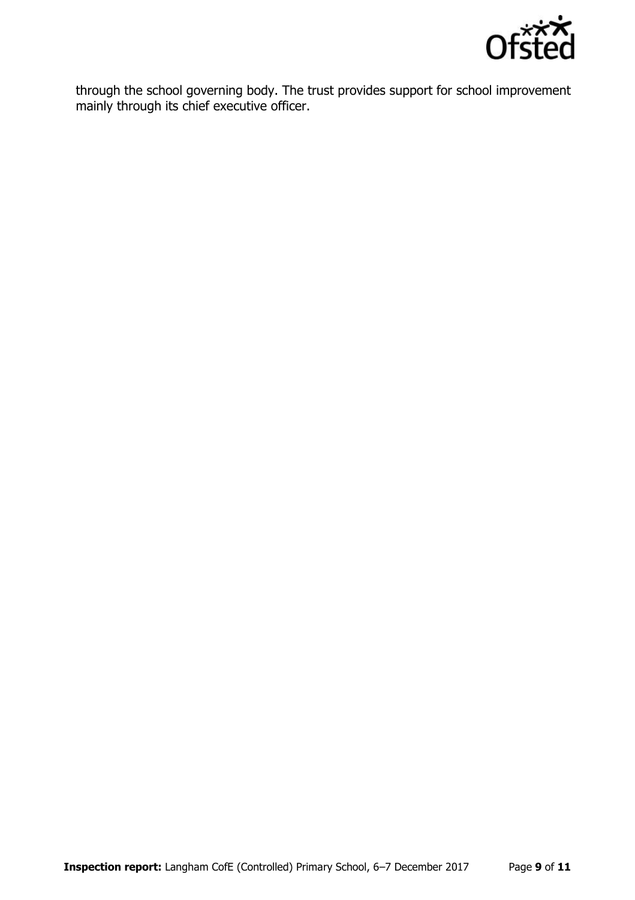through the school governing body. The trust provides support for school improvement mainly through its chief executive officer.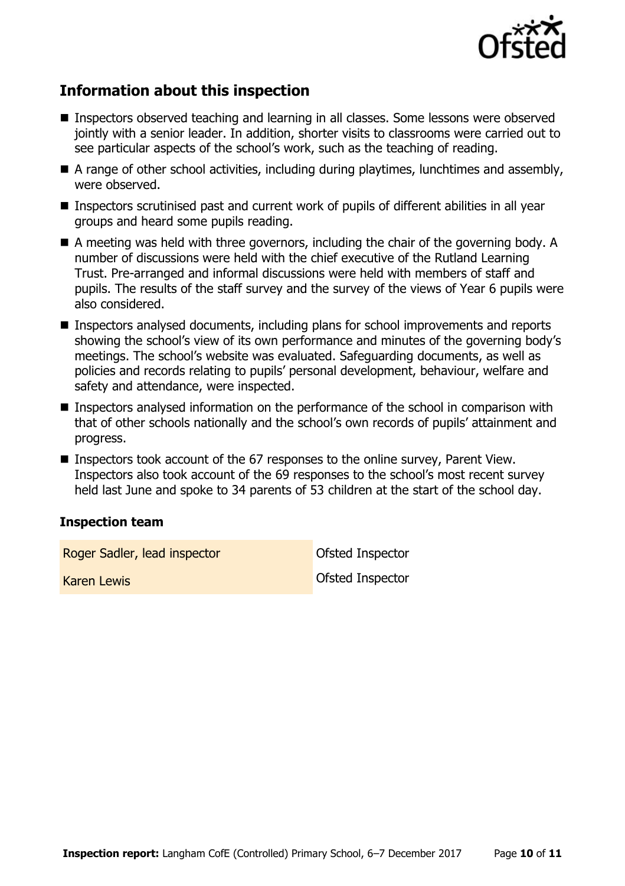## Information about this inspection

- Inspectors observed teaching and learning in all classes. Some lessons were observed jointly with a senior leader. In addition, shorter visits to classrooms were carried out to see particular aspects of the school's work, such as the teaching of reading.
- A range of other school activities, including during playtimes, lunchtimes and assembly, were observed.
- Inspectors scrutinised past and current work of pupils of different abilities in all year groups and heard some pupils reading.
- A meeting was held with three governors, including the chair of the governing body. A number of discussions were held with the chief executive of the Rutland Learning Trust. Pre-arranged and informal discussions were held with members of staff and pupils. The results of the staff survey and the survey of the views of Year 6 pupils were also considered.
- Inspectors analysed documents, including plans for school improvements and reports showing the school's view of its own performance and minutes of the governing body's meetings. The school's website was evaluated. Safeguarding documents, as well as policies and records relating to pupils' personal development, behaviour, welfare and safety and attendance, were inspected.
- Inspectors analysed information on the performance of the school in comparison with that of other schools nationally and the school's own records of pupils' attainment and progress.
- Inspectors took account of the 67 responses to the online survey, Parent View. Inspectors also took account of the 69 responses to the school's most recent survey held last June and spoke to 34 parents of 53 children at the start of the school day.

### Inspection team

| | |
|---|---|
| Roger Sadler, lead inspector | Ofsted Inspector |
| Karen Lewis | Ofsted Inspector |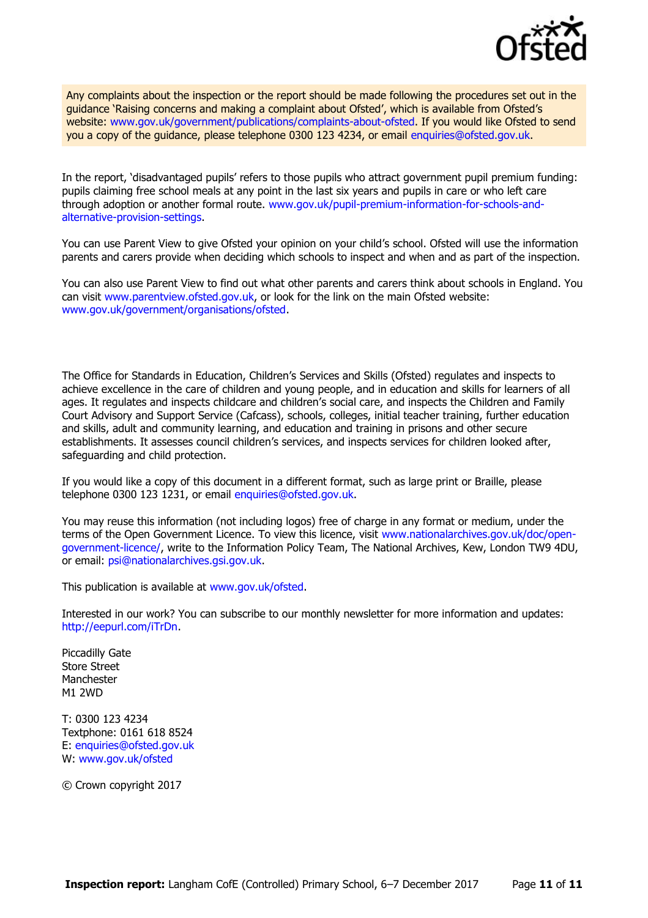Any complaints about the inspection or the report should be made following the procedures set out in the guidance 'Raising concerns and making a complaint about Ofsted', which is available from Ofsted's website: www.gov.uk/government/publications/complaints-about-ofsted. If you would like Ofsted to send you a copy of the guidance, please telephone 0300 123 4234, or email enquiries@ofsted.gov.uk.

In the report, 'disadvantaged pupils' refers to those pupils who attract government pupil premium funding: pupils claiming free school meals at any point in the last six years and pupils in care or who left care through adoption or another formal route. www.gov.uk/pupil-premium-information-for-schools-and-alternative-provision-settings.

You can use Parent View to give Ofsted your opinion on your child's school. Ofsted will use the information parents and carers provide when deciding which schools to inspect and when and as part of the inspection.

You can also use Parent View to find out what other parents and carers think about schools in England. You can visit www.parentview.ofsted.gov.uk, or look for the link on the main Ofsted website: www.gov.uk/government/organisations/ofsted.

The Office for Standards in Education, Children's Services and Skills (Ofsted) regulates and inspects to achieve excellence in the care of children and young people, and in education and skills for learners of all ages. It regulates and inspects childcare and children's social care, and inspects the Children and Family Court Advisory and Support Service (Cafcass), schools, colleges, initial teacher training, further education and skills, adult and community learning, and education and training in prisons and other secure establishments. It assesses council children's services, and inspects services for children looked after, safeguarding and child protection.

If you would like a copy of this document in a different format, such as large print or Braille, please telephone 0300 123 1231, or email enquiries@ofsted.gov.uk.

You may reuse this information (not including logos) free of charge in any format or medium, under the terms of the Open Government Licence. To view this licence, visit www.nationalarchives.gov.uk/doc/open-government-licence/, write to the Information Policy Team, The National Archives, Kew, London TW9 4DU, or email: psi@nationalarchives.gsi.gov.uk.

This publication is available at www.gov.uk/ofsted.

Interested in our work? You can subscribe to our monthly newsletter for more information and updates: http://eepurl.com/iTrDn.

Piccadilly Gate
Store Street
Manchester
M1 2WD

T: 0300 123 4234
Textphone: 0161 618 8524
E: enquiries@ofsted.gov.uk
W: www.gov.uk/ofsted

© Crown copyright 2017